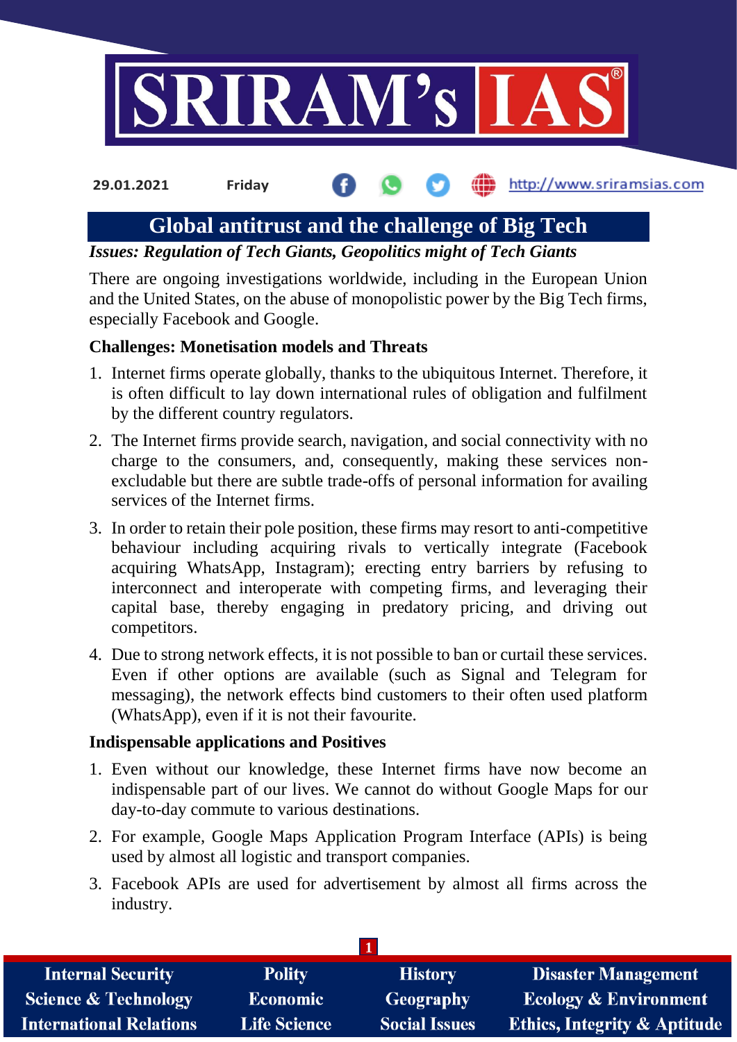29.01.2021 Friday http://www.sriramsias.com

# Global antitrust and the challenge of Big Tech

***Issues: Regulation of Tech Giants, Geopolitics might of Tech Giants***

There are ongoing investigations worldwide, including in the European Union and the United States, on the abuse of monopolistic power by the Big Tech firms, especially Facebook and Google.

**Challenges: Monetisation models and Threats**

1. Internet firms operate globally, thanks to the ubiquitous Internet. Therefore, it is often difficult to lay down international rules of obligation and fulfilment by the different country regulators.
2. The Internet firms provide search, navigation, and social connectivity with no charge to the consumers, and, consequently, making these services non-excludable but there are subtle trade-offs of personal information for availing services of the Internet firms.
3. In order to retain their pole position, these firms may resort to anti-competitive behaviour including acquiring rivals to vertically integrate (Facebook acquiring WhatsApp, Instagram); erecting entry barriers by refusing to interconnect and interoperate with competing firms, and leveraging their capital base, thereby engaging in predatory pricing, and driving out competitors.
4. Due to strong network effects, it is not possible to ban or curtail these services. Even if other options are available (such as Signal and Telegram for messaging), the network effects bind customers to their often used platform (WhatsApp), even if it is not their favourite.

**Indispensable applications and Positives**

1. Even without our knowledge, these Internet firms have now become an indispensable part of our lives. We cannot do without Google Maps for our day-to-day commute to various destinations.
2. For example, Google Maps Application Program Interface (APIs) is being used by almost all logistic and transport companies.
3. Facebook APIs are used for advertisement by almost all firms across the industry.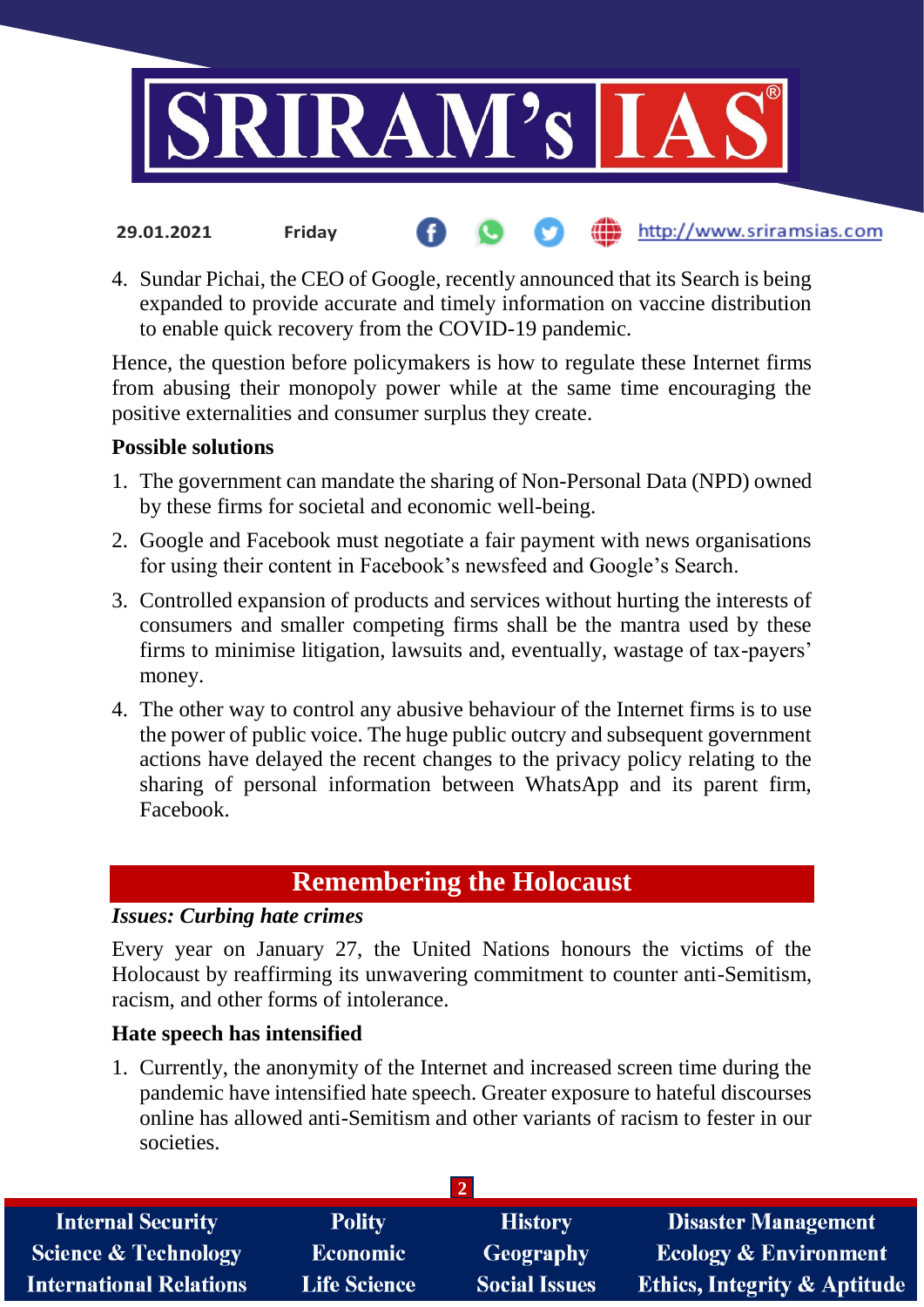4. Sundar Pichai, the CEO of Google, recently announced that its Search is being expanded to provide accurate and timely information on vaccine distribution to enable quick recovery from the COVID-19 pandemic.

Hence, the question before policymakers is how to regulate these Internet firms from abusing their monopoly power while at the same time encouraging the positive externalities and consumer surplus they create.

**Possible solutions**

1. The government can mandate the sharing of Non-Personal Data (NPD) owned by these firms for societal and economic well-being.
2. Google and Facebook must negotiate a fair payment with news organisations for using their content in Facebook's newsfeed and Google's Search.
3. Controlled expansion of products and services without hurting the interests of consumers and smaller competing firms shall be the mantra used by these firms to minimise litigation, lawsuits and, eventually, wastage of tax-payers' money.
4. The other way to control any abusive behaviour of the Internet firms is to use the power of public voice. The huge public outcry and subsequent government actions have delayed the recent changes to the privacy policy relating to the sharing of personal information between WhatsApp and its parent firm, Facebook.

## Remembering the Holocaust

***Issues: Curbing hate crimes***

Every year on January 27, the United Nations honours the victims of the Holocaust by reaffirming its unwavering commitment to counter anti-Semitism, racism, and other forms of intolerance.

**Hate speech has intensified**

1. Currently, the anonymity of the Internet and increased screen time during the pandemic have intensified hate speech. Greater exposure to hateful discourses online has allowed anti-Semitism and other variants of racism to fester in our societies.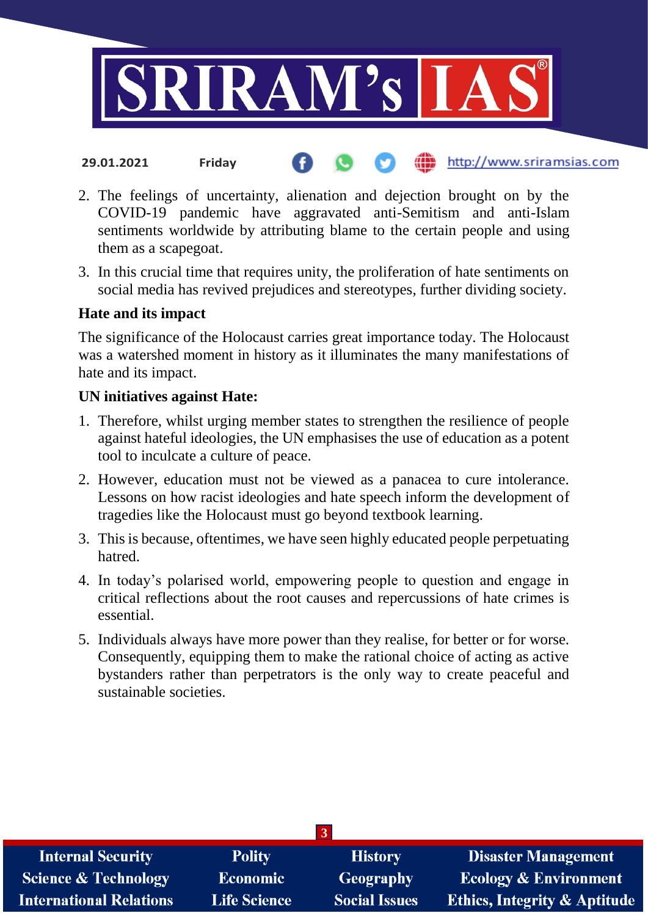2. The feelings of uncertainty, alienation and dejection brought on by the COVID-19 pandemic have aggravated anti-Semitism and anti-Islam sentiments worldwide by attributing blame to the certain people and using them as a scapegoat.
3. In this crucial time that requires unity, the proliferation of hate sentiments on social media has revived prejudices and stereotypes, further dividing society.

**Hate and its impact**

The significance of the Holocaust carries great importance today. The Holocaust was a watershed moment in history as it illuminates the many manifestations of hate and its impact.

**UN initiatives against Hate:**

1. Therefore, whilst urging member states to strengthen the resilience of people against hateful ideologies, the UN emphasises the use of education as a potent tool to inculcate a culture of peace.
2. However, education must not be viewed as a panacea to cure intolerance. Lessons on how racist ideologies and hate speech inform the development of tragedies like the Holocaust must go beyond textbook learning.
3. This is because, oftentimes, we have seen highly educated people perpetuating hatred.
4. In today's polarised world, empowering people to question and engage in critical reflections about the root causes and repercussions of hate crimes is essential.
5. Individuals always have more power than they realise, for better or for worse. Consequently, equipping them to make the rational choice of acting as active bystanders rather than perpetrators is the only way to create peaceful and sustainable societies.